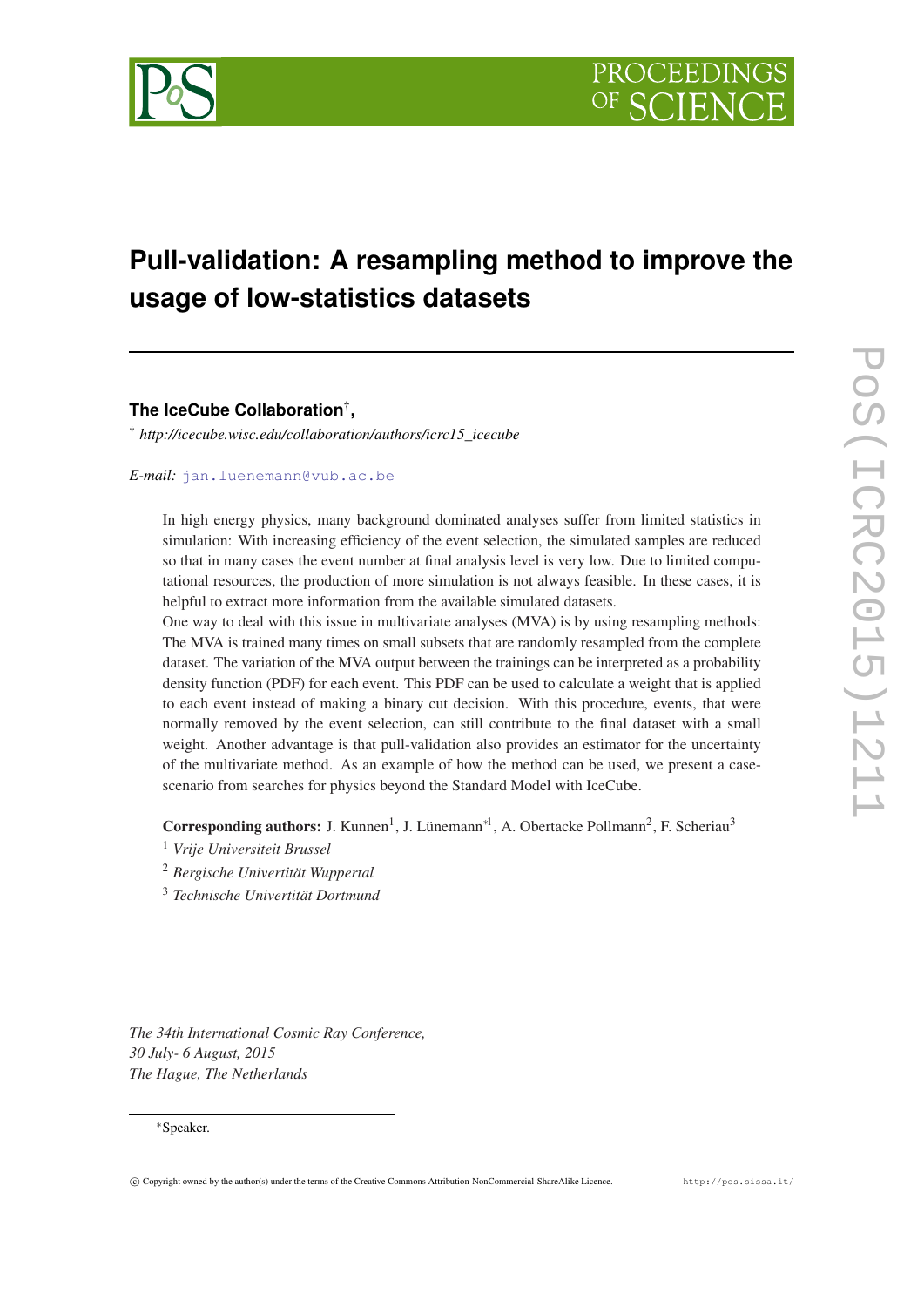# Pull-validation: A resampling method to improve the usage of low-statistics datasets

**The IceCube Collaboration**[†]**,**

[†] *http://icecube.wisc.edu/collaboration/authors/icrc15_icecube*

*E-mail:* jan.luenemann@vub.ac.be

In high energy physics, many background dominated analyses suffer from limited statistics in simulation: With increasing efficiency of the event selection, the simulated samples are reduced so that in many cases the event number at final analysis level is very low. Due to limited computational resources, the production of more simulation is not always feasible. In these cases, it is helpful to extract more information from the available simulated datasets.

One way to deal with this issue in multivariate analyses (MVA) is by using resampling methods: The MVA is trained many times on small subsets that are randomly resampled from the complete dataset. The variation of the MVA output between the trainings can be interpreted as a probability density function (PDF) for each event. This PDF can be used to calculate a weight that is applied to each event instead of making a binary cut decision. With this procedure, events, that were normally removed by the event selection, can still contribute to the final dataset with a small weight. Another advantage is that pull-validation also provides an estimator for the uncertainty of the multivariate method. As an example of how the method can be used, we present a case-scenario from searches for physics beyond the Standard Model with IceCube.

**Corresponding authors:** J. Kunnen[1], J. Lünemann[*1], A. Obertacke Pollmann[2], F. Scheriau[3]

[1] *Vrije Universiteit Brussel*

[2] *Bergische Univertität Wuppertal*

[3] *Technische Univertität Dortmund*

*The 34th International Cosmic Ray Conference,*
*30 July- 6 August, 2015*
*The Hague, The Netherlands*

[*] Speaker.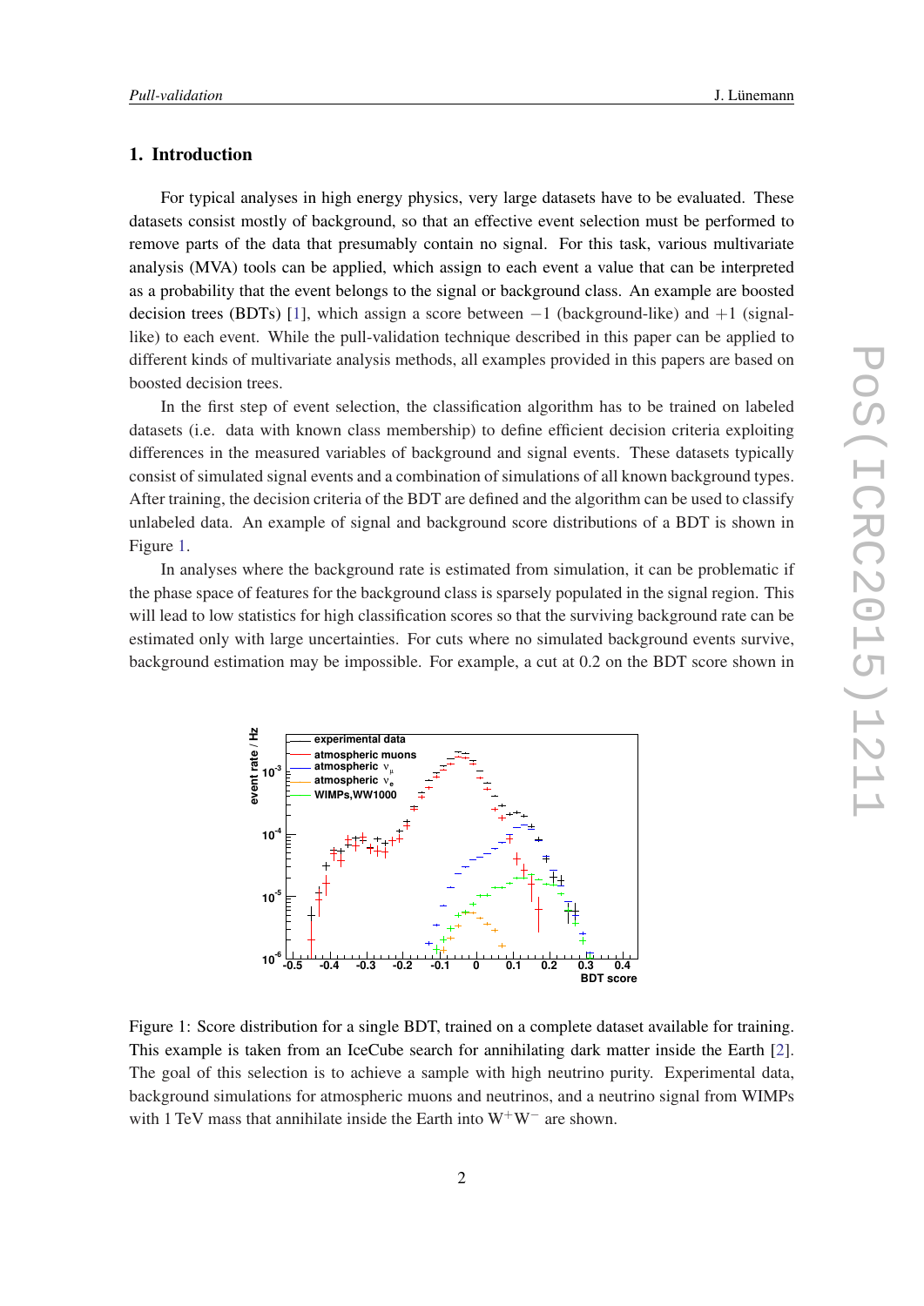## 1. Introduction

For typical analyses in high energy physics, very large datasets have to be evaluated. These datasets consist mostly of background, so that an effective event selection must be performed to remove parts of the data that presumably contain no signal. For this task, various multivariate analysis (MVA) tools can be applied, which assign to each event a value that can be interpreted as a probability that the event belongs to the signal or background class. An example are boosted decision trees (BDTs) [1], which assign a score between $-1$ (background-like) and $+1$ (signal-like) to each event. While the pull-validation technique described in this paper can be applied to different kinds of multivariate analysis methods, all examples provided in this papers are based on boosted decision trees.

In the first step of event selection, the classification algorithm has to be trained on labeled datasets (i.e. data with known class membership) to define efficient decision criteria exploiting differences in the measured variables of background and signal events. These datasets typically consist of simulated signal events and a combination of simulations of all known background types. After training, the decision criteria of the BDT are defined and the algorithm can be used to classify unlabeled data. An example of signal and background score distributions of a BDT is shown in Figure 1.

In analyses where the background rate is estimated from simulation, it can be problematic if the phase space of features for the background class is sparsely populated in the signal region. This will lead to low statistics for high classification scores so that the surviving background rate can be estimated only with large uncertainties. For cuts where no simulated background events survive, background estimation may be impossible. For example, a cut at 0.2 on the BDT score shown in

experimental data
atmospheric muons
atmospheric $\nu_\mu$
atmospheric $\nu_e$
WIMPs,WW1000
event rate / Hz
$10^{-3}$
$10^{-4}$
$10^{-5}$
$10^{-6}$
-0.5 -0.4 -0.3 -0.2 -0.1 0 0.1 0.2 0.3 0.4
BDT score

Figure 1: Score distribution for a single BDT, trained on a complete dataset available for training. This example is taken from an IceCube search for annihilating dark matter inside the Earth [2]. The goal of this selection is to achieve a sample with high neutrino purity. Experimental data, background simulations for atmospheric muons and neutrinos, and a neutrino signal from WIMPs with 1 TeV mass that annihilate inside the Earth into $W^+W^-$ are shown.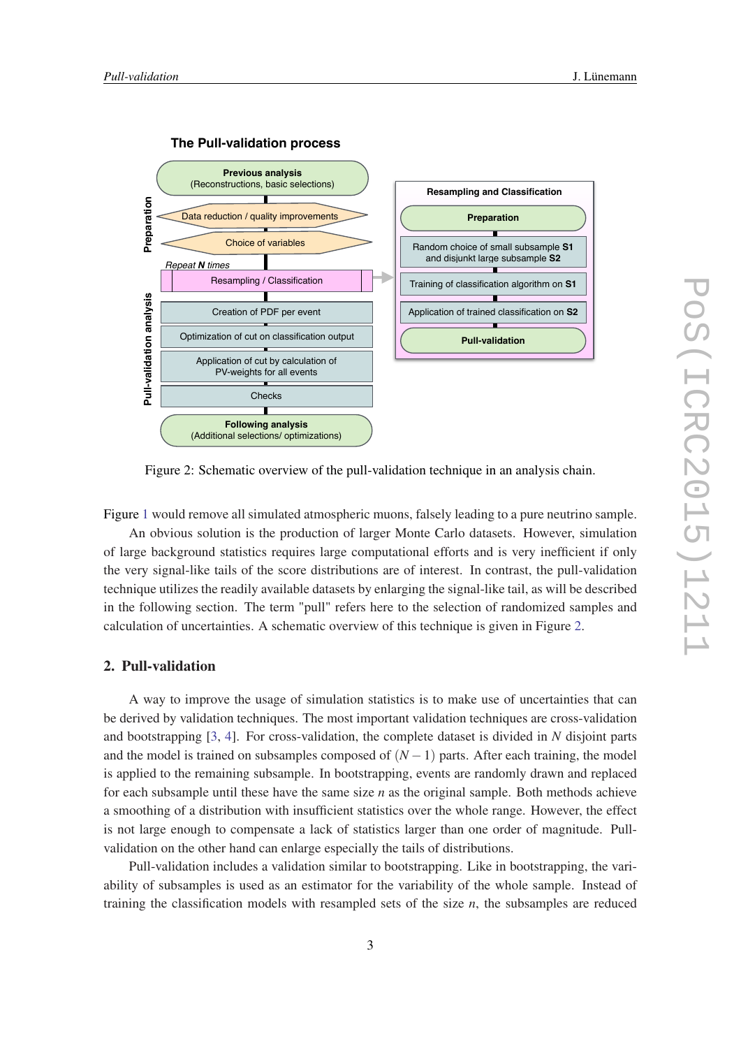The Pull-validation process

Previous analysis
(Reconstructions, basic selections)

Preparation

Data reduction / quality improvements

Choice of variables

Repeat **N** times

Resampling / Classification

Pull-validation analysis

Creation of PDF per event

Optimization of cut on classification output

Application of cut by calculation of PV-weights for all events

Checks

Following analysis
(Additional selections/ optimizations)

Resampling and Classification

Preparation

Random choice of small subsample **S1** and disjunkt large subsample **S2**

Training of classification algorithm on **S1**

Application of trained classification on **S2**

Pull-validation

Figure 2: Schematic overview of the pull-validation technique in an analysis chain.

Figure 1 would remove all simulated atmospheric muons, falsely leading to a pure neutrino sample.

An obvious solution is the production of larger Monte Carlo datasets. However, simulation of large background statistics requires large computational efforts and is very inefficient if only the very signal-like tails of the score distributions are of interest. In contrast, the pull-validation technique utilizes the readily available datasets by enlarging the signal-like tail, as will be described in the following section. The term "pull" refers here to the selection of randomized samples and calculation of uncertainties. A schematic overview of this technique is given in Figure 2.

## 2. Pull-validation

A way to improve the usage of simulation statistics is to make use of uncertainties that can be derived by validation techniques. The most important validation techniques are cross-validation and bootstrapping [3, 4]. For cross-validation, the complete dataset is divided in $N$ disjoint parts and the model is trained on subsamples composed of $(N-1)$ parts. After each training, the model is applied to the remaining subsample. In bootstrapping, events are randomly drawn and replaced for each subsample until these have the same size $n$ as the original sample. Both methods achieve a smoothing of a distribution with insufficient statistics over the whole range. However, the effect is not large enough to compensate a lack of statistics larger than one order of magnitude. Pull-validation on the other hand can enlarge especially the tails of distributions.

Pull-validation includes a validation similar to bootstrapping. Like in bootstrapping, the variability of subsamples is used as an estimator for the variability of the whole sample. Instead of training the classification models with resampled sets of the size $n$, the subsamples are reduced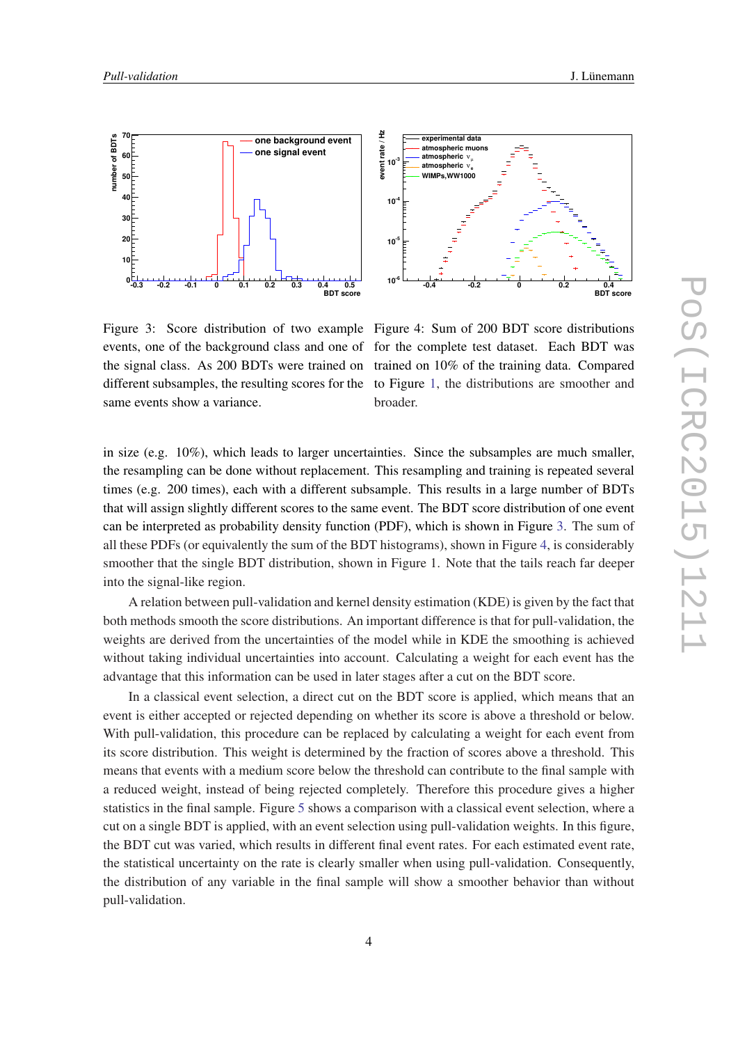number of BDTs

70
60
50
40
30
20
10
0

-0.3 -0.2 -0.1 0 0.1 0.2 0.3 0.4 0.5

BDT score

one background event

one signal event

Figure 3: Score distribution of two example events, one of the background class and one of the signal class. As 200 BDTs were trained on different subsamples, the resulting scores for the same events show a variance.

event rate / Hz

$10^{-3}$
$10^{-4}$
$10^{-5}$
$10^{-6}$

-0.4 -0.2 0 0.2 0.4

BDT score

experimental data

atmospheric muons

atmospheric $\nu_\mu$

atmospheric $\nu_e$

WIMPs,WW1000

Figure 4: Sum of 200 BDT score distributions for the complete test dataset. Each BDT was trained on 10% of the training data. Compared to Figure 1, the distributions are smoother and broader.

in size (e.g. 10%), which leads to larger uncertainties. Since the subsamples are much smaller, the resampling can be done without replacement. This resampling and training is repeated several times (e.g. 200 times), each with a different subsample. This results in a large number of BDTs that will assign slightly different scores to the same event. The BDT score distribution of one event can be interpreted as probability density function (PDF), which is shown in Figure 3. The sum of all these PDFs (or equivalently the sum of the BDT histograms), shown in Figure 4, is considerably smoother that the single BDT distribution, shown in Figure 1. Note that the tails reach far deeper into the signal-like region.

A relation between pull-validation and kernel density estimation (KDE) is given by the fact that both methods smooth the score distributions. An important difference is that for pull-validation, the weights are derived from the uncertainties of the model while in KDE the smoothing is achieved without taking individual uncertainties into account. Calculating a weight for each event has the advantage that this information can be used in later stages after a cut on the BDT score.

In a classical event selection, a direct cut on the BDT score is applied, which means that an event is either accepted or rejected depending on whether its score is above a threshold or below. With pull-validation, this procedure can be replaced by calculating a weight for each event from its score distribution. This weight is determined by the fraction of scores above a threshold. This means that events with a medium score below the threshold can contribute to the final sample with a reduced weight, instead of being rejected completely. Therefore this procedure gives a higher statistics in the final sample. Figure 5 shows a comparison with a classical event selection, where a cut on a single BDT is applied, with an event selection using pull-validation weights. In this figure, the BDT cut was varied, which results in different final event rates. For each estimated event rate, the statistical uncertainty on the rate is clearly smaller when using pull-validation. Consequently, the distribution of any variable in the final sample will show a smoother behavior than without pull-validation.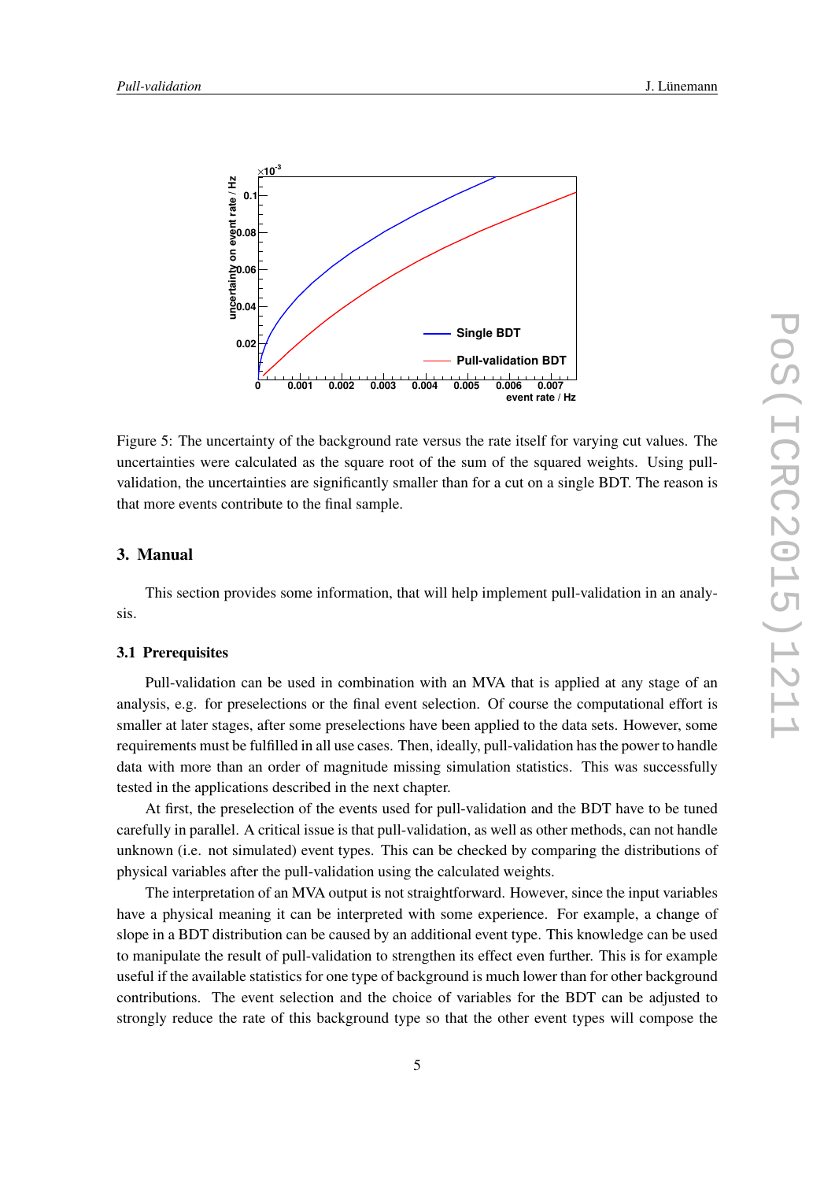×10^-3

uncertainty on event rate / Hz

0.1

0.08

0.06

0.04

0.02

0

0.001 0.002 0.003 0.004 0.005 0.006 0.007

event rate / Hz

Single BDT

Pull-validation BDT

Figure 5: The uncertainty of the background rate versus the rate itself for varying cut values. The uncertainties were calculated as the square root of the sum of the squared weights. Using pull-validation, the uncertainties are significantly smaller than for a cut on a single BDT. The reason is that more events contribute to the final sample.

## 3. Manual

This section provides some information, that will help implement pull-validation in an analysis.

### 3.1 Prerequisites

Pull-validation can be used in combination with an MVA that is applied at any stage of an analysis, e.g. for preselections or the final event selection. Of course the computational effort is smaller at later stages, after some preselections have been applied to the data sets. However, some requirements must be fulfilled in all use cases. Then, ideally, pull-validation has the power to handle data with more than an order of magnitude missing simulation statistics. This was successfully tested in the applications described in the next chapter.

At first, the preselection of the events used for pull-validation and the BDT have to be tuned carefully in parallel. A critical issue is that pull-validation, as well as other methods, can not handle unknown (i.e. not simulated) event types. This can be checked by comparing the distributions of physical variables after the pull-validation using the calculated weights.

The interpretation of an MVA output is not straightforward. However, since the input variables have a physical meaning it can be interpreted with some experience. For example, a change of slope in a BDT distribution can be caused by an additional event type. This knowledge can be used to manipulate the result of pull-validation to strengthen its effect even further. This is for example useful if the available statistics for one type of background is much lower than for other background contributions. The event selection and the choice of variables for the BDT can be adjusted to strongly reduce the rate of this background type so that the other event types will compose the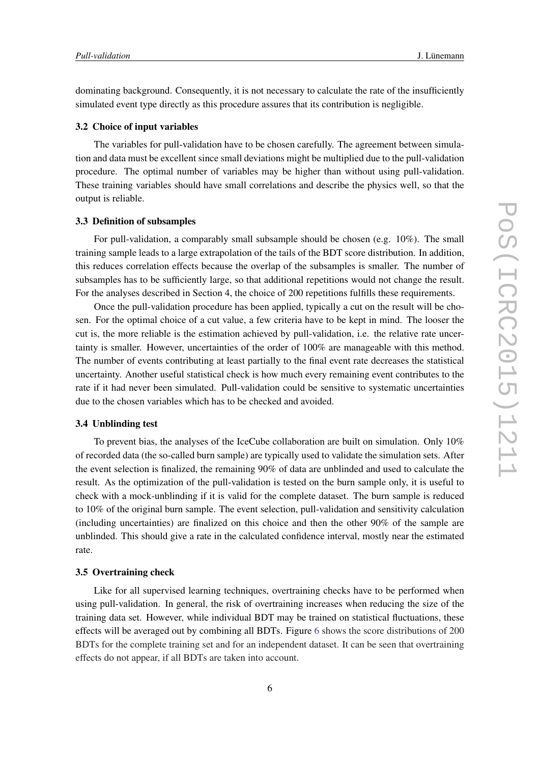dominating background. Consequently, it is not necessary to calculate the rate of the insufficiently simulated event type directly as this procedure assures that its contribution is negligible.

### 3.2 Choice of input variables

The variables for pull-validation have to be chosen carefully. The agreement between simulation and data must be excellent since small deviations might be multiplied due to the pull-validation procedure. The optimal number of variables may be higher than without using pull-validation. These training variables should have small correlations and describe the physics well, so that the output is reliable.

### 3.3 Definition of subsamples

For pull-validation, a comparably small subsample should be chosen (e.g. 10%). The small training sample leads to a large extrapolation of the tails of the BDT score distribution. In addition, this reduces correlation effects because the overlap of the subsamples is smaller. The number of subsamples has to be sufficiently large, so that additional repetitions would not change the result. For the analyses described in Section 4, the choice of 200 repetitions fulfills these requirements.

Once the pull-validation procedure has been applied, typically a cut on the result will be chosen. For the optimal choice of a cut value, a few criteria have to be kept in mind. The looser the cut is, the more reliable is the estimation achieved by pull-validation, i.e. the relative rate uncertainty is smaller. However, uncertainties of the order of 100% are manageable with this method. The number of events contributing at least partially to the final event rate decreases the statistical uncertainty. Another useful statistical check is how much every remaining event contributes to the rate if it had never been simulated. Pull-validation could be sensitive to systematic uncertainties due to the chosen variables which has to be checked and avoided.

### 3.4 Unblinding test

To prevent bias, the analyses of the IceCube collaboration are built on simulation. Only 10% of recorded data (the so-called burn sample) are typically used to validate the simulation sets. After the event selection is finalized, the remaining 90% of data are unblinded and used to calculate the result. As the optimization of the pull-validation is tested on the burn sample only, it is useful to check with a mock-unblinding if it is valid for the complete dataset. The burn sample is reduced to 10% of the original burn sample. The event selection, pull-validation and sensitivity calculation (including uncertainties) are finalized on this choice and then the other 90% of the sample are unblinded. This should give a rate in the calculated confidence interval, mostly near the estimated rate.

### 3.5 Overtraining check

Like for all supervised learning techniques, overtraining checks have to be performed when using pull-validation. In general, the risk of overtraining increases when reducing the size of the training data set. However, while individual BDT may be trained on statistical fluctuations, these effects will be averaged out by combining all BDTs. Figure 6 shows the score distributions of 200 BDTs for the complete training set and for an independent dataset. It can be seen that overtraining effects do not appear, if all BDTs are taken into account.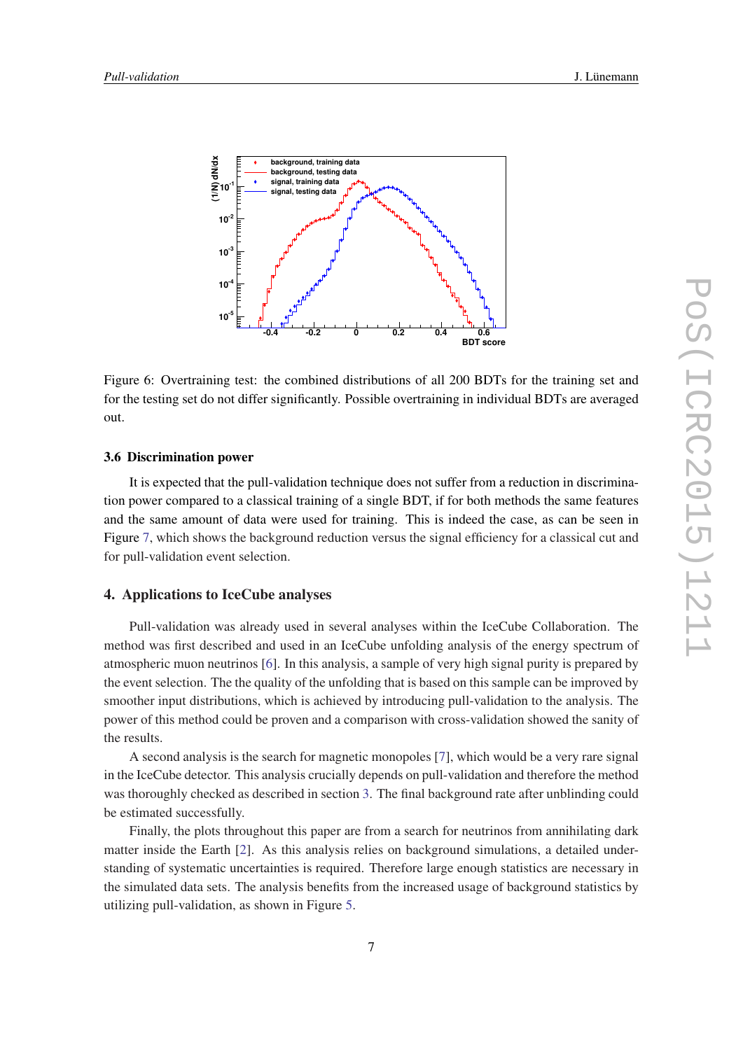Figure 6: Overtraining test: the combined distributions of all 200 BDTs for the training set and for the testing set do not differ significantly. Possible overtraining in individual BDTs are averaged out.

### 3.6 Discrimination power

It is expected that the pull-validation technique does not suffer from a reduction in discrimination power compared to a classical training of a single BDT, if for both methods the same features and the same amount of data were used for training. This is indeed the case, as can be seen in Figure 7, which shows the background reduction versus the signal efficiency for a classical cut and for pull-validation event selection.

## 4. Applications to IceCube analyses

Pull-validation was already used in several analyses within the IceCube Collaboration. The method was first described and used in an IceCube unfolding analysis of the energy spectrum of atmospheric muon neutrinos [6]. In this analysis, a sample of very high signal purity is prepared by the event selection. The the quality of the unfolding that is based on this sample can be improved by smoother input distributions, which is achieved by introducing pull-validation to the analysis. The power of this method could be proven and a comparison with cross-validation showed the sanity of the results.

A second analysis is the search for magnetic monopoles [7], which would be a very rare signal in the IceCube detector. This analysis crucially depends on pull-validation and therefore the method was thoroughly checked as described in section 3. The final background rate after unblinding could be estimated successfully.

Finally, the plots throughout this paper are from a search for neutrinos from annihilating dark matter inside the Earth [2]. As this analysis relies on background simulations, a detailed understanding of systematic uncertainties is required. Therefore large enough statistics are necessary in the simulated data sets. The analysis benefits from the increased usage of background statistics by utilizing pull-validation, as shown in Figure 5.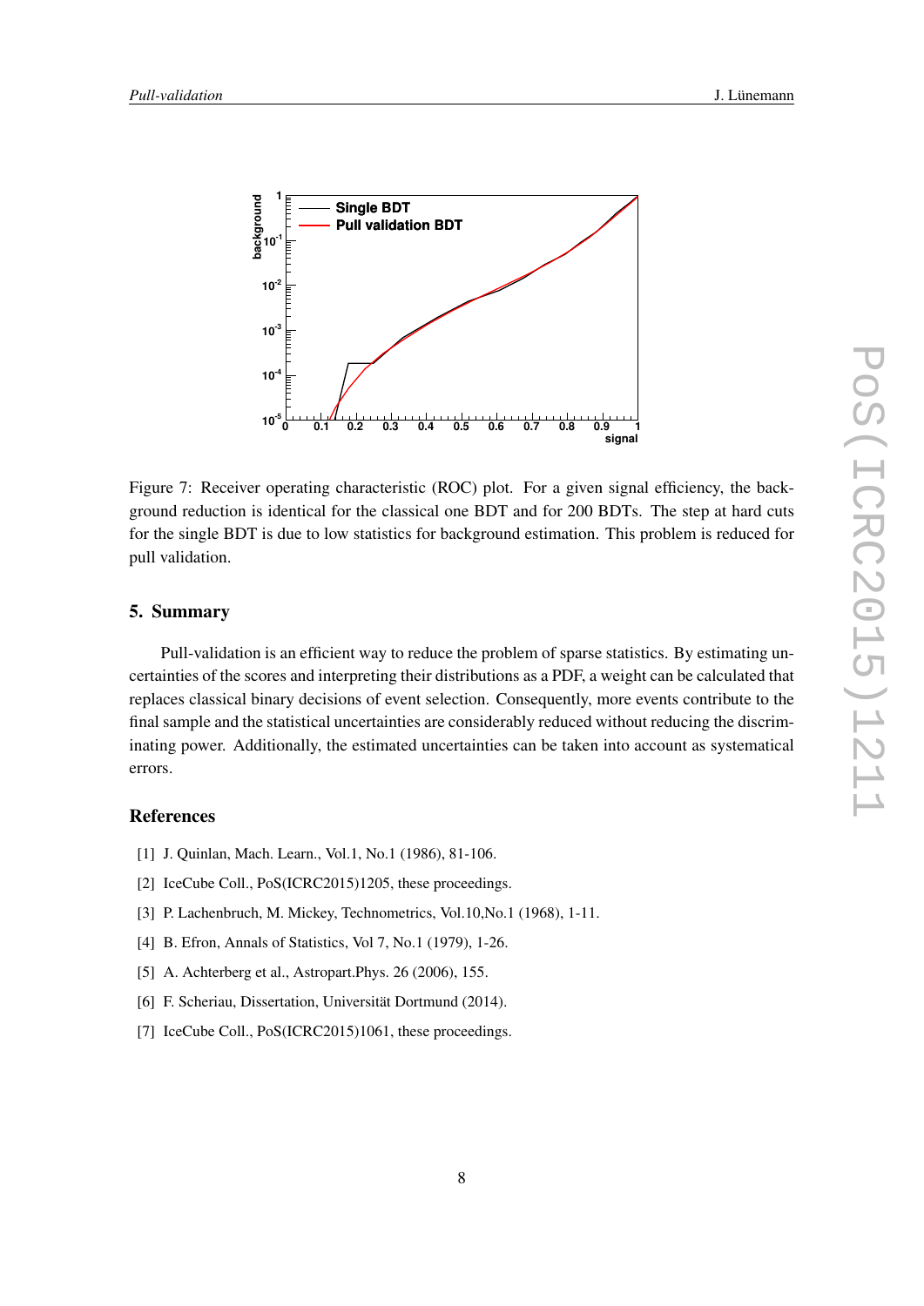background

1

$10^{-1}$

$10^{-2}$

$10^{-3}$

$10^{-4}$

$10^{-5}$

0 0.1 0.2 0.3 0.4 0.5 0.6 0.7 0.8 0.9 1

signal

Single BDT

Pull validation BDT

Figure 7: Receiver operating characteristic (ROC) plot. For a given signal efficiency, the background reduction is identical for the classical one BDT and for 200 BDTs. The step at hard cuts for the single BDT is due to low statistics for background estimation. This problem is reduced for pull validation.

## 5. Summary

Pull-validation is an efficient way to reduce the problem of sparse statistics. By estimating uncertainties of the scores and interpreting their distributions as a PDF, a weight can be calculated that replaces classical binary decisions of event selection. Consequently, more events contribute to the final sample and the statistical uncertainties are considerably reduced without reducing the discriminating power. Additionally, the estimated uncertainties can be taken into account as systematical errors.

## References

[1] J. Quinlan, Mach. Learn., Vol.1, No.1 (1986), 81-106.

[2] IceCube Coll., PoS(ICRC2015)1205, these proceedings.

[3] P. Lachenbruch, M. Mickey, Technometrics, Vol.10,No.1 (1968), 1-11.

[4] B. Efron, Annals of Statistics, Vol 7, No.1 (1979), 1-26.

[5] A. Achterberg et al., Astropart.Phys. 26 (2006), 155.

[6] F. Scheriau, Dissertation, Universität Dortmund (2014).

[7] IceCube Coll., PoS(ICRC2015)1061, these proceedings.